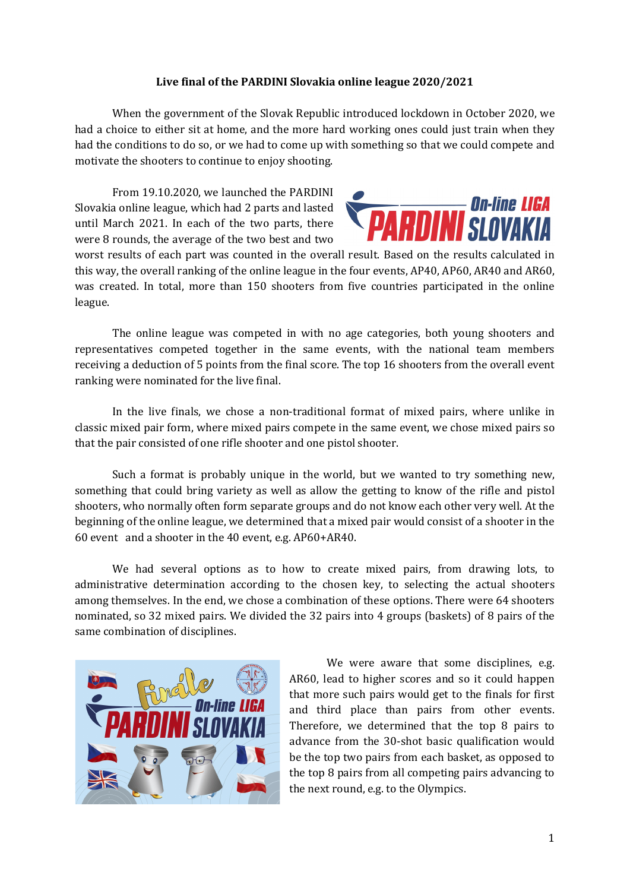**Live final of the PARDINI Slovakia online league 2020/2021**

When the government of the Slovak Republic introduced lockdown in October 2020, we had a choice to either sit at home, and the more hard working ones could just train when they had the conditions to do so, or we had to come up with something so that we could compete and motivate the shooters to continue to enjoy shooting.

From 19.10.2020, we launched the PARDINI Slovakia online league, which had 2 parts and lasted until March 2021. In each of the two parts, there were 8 rounds, the average of the two best and two worst results of each part was counted in the overall result. Based on the results calculated in this way, the overall ranking of the online league in the four events, AP40, AP60, AR40 and AR60, was created. In total, more than 150 shooters from five countries participated in the online league.

The online league was competed in with no age categories, both young shooters and representatives competed together in the same events, with the national team members receiving a deduction of 5 points from the final score. The top 16 shooters from the overall event ranking were nominated for the live final.

In the live finals, we chose a non-traditional format of mixed pairs, where unlike in classic mixed pair form, where mixed pairs compete in the same event, we chose mixed pairs so that the pair consisted of one rifle shooter and one pistol shooter.

Such a format is probably unique in the world, but we wanted to try something new, something that could bring variety as well as allow the getting to know of the rifle and pistol shooters, who normally often form separate groups and do not know each other very well. At the beginning of the online league, we determined that a mixed pair would consist of a shooter in the 60 event and a shooter in the 40 event, e.g. AP60+AR40.

We had several options as to how to create mixed pairs, from drawing lots, to administrative determination according to the chosen key, to selecting the actual shooters among themselves. In the end, we chose a combination of these options. There were 64 shooters nominated, so 32 mixed pairs. We divided the 32 pairs into 4 groups (baskets) of 8 pairs of the same combination of disciplines.

We were aware that some disciplines, e.g. AR60, lead to higher scores and so it could happen that more such pairs would get to the finals for first and third place than pairs from other events. Therefore, we determined that the top 8 pairs to advance from the 30-shot basic qualification would be the top two pairs from each basket, as opposed to the top 8 pairs from all competing pairs advancing to the next round, e.g. to the Olympics.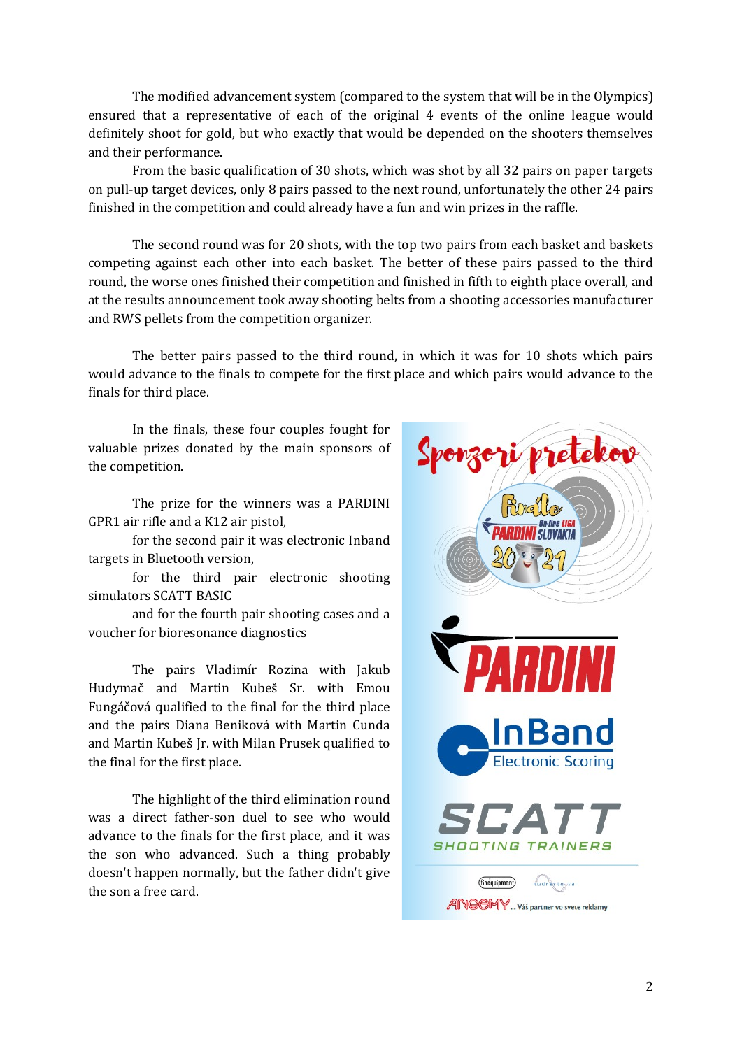The modified advancement system (compared to the system that will be in the Olympics) ensured that a representative of each of the original 4 events of the online league would definitely shoot for gold, but who exactly that would be depended on the shooters themselves and their performance.

From the basic qualification of 30 shots, which was shot by all 32 pairs on paper targets on pull-up target devices, only 8 pairs passed to the next round, unfortunately the other 24 pairs finished in the competition and could already have a fun and win prizes in the raffle.

The second round was for 20 shots, with the top two pairs from each basket and baskets competing against each other into each basket. The better of these pairs passed to the third round, the worse ones finished their competition and finished in fifth to eighth place overall, and at the results announcement took away shooting belts from a shooting accessories manufacturer and RWS pellets from the competition organizer.

The better pairs passed to the third round, in which it was for 10 shots which pairs would advance to the finals to compete for the first place and which pairs would advance to the finals for third place.

In the finals, these four couples fought for valuable prizes donated by the main sponsors of the competition.

The prize for the winners was a PARDINI GPR1 air rifle and a K12 air pistol,

for the second pair it was electronic Inband targets in Bluetooth version,

for the third pair electronic shooting simulators SCATT BASIC

and for the fourth pair shooting cases and a voucher for bioresonance diagnostics

The pairs Vladimír Rozina with Jakub Hudymač and Martin Kubeš Sr. with Emou Fungáčová qualified to the final for the third place and the pairs Diana Beniková with Martin Cunda and Martin Kubeš Jr. with Milan Prusek qualified to the final for the first place.

The highlight of the third elimination round was a direct father-son duel to see who would advance to the finals for the first place, and it was the son who advanced. Such a thing probably doesn't happen normally, but the father didn't give the son a free card.

Sponzori pretekov

Finále On-line LIGA PARDINI SLOVAKIA 2021

PARDINI

InBand Electronic Scoring

SCATT SHOOTING TRAINERS

finequipment

uzdravte sa

ANGGMY ... Váš partner vo svete reklamy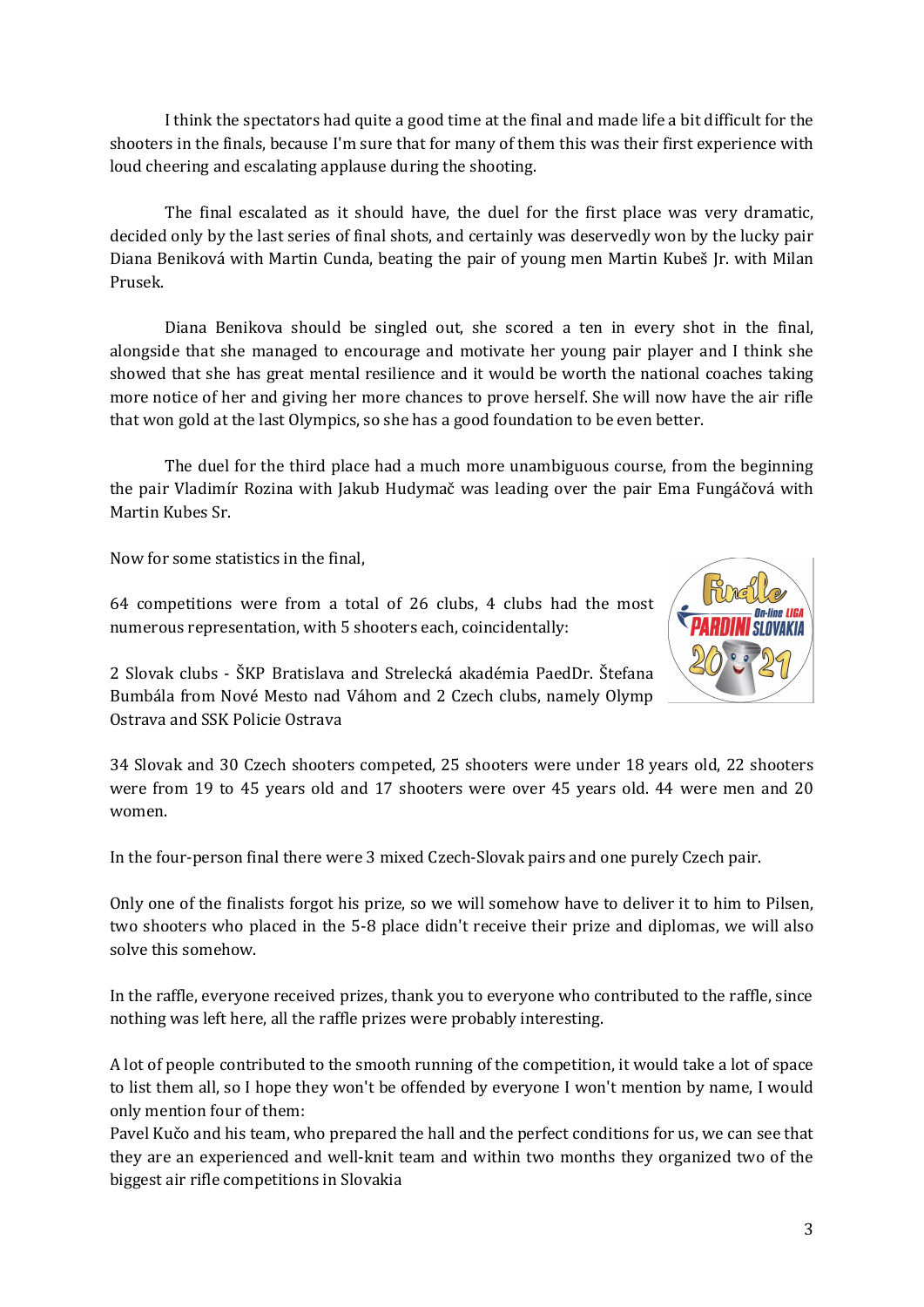I think the spectators had quite a good time at the final and made life a bit difficult for the shooters in the finals, because I'm sure that for many of them this was their first experience with loud cheering and escalating applause during the shooting.

The final escalated as it should have, the duel for the first place was very dramatic, decided only by the last series of final shots, and certainly was deservedly won by the lucky pair Diana Beniková with Martin Cunda, beating the pair of young men Martin Kubeš Jr. with Milan Prusek.

Diana Benikova should be singled out, she scored a ten in every shot in the final, alongside that she managed to encourage and motivate her young pair player and I think she showed that she has great mental resilience and it would be worth the national coaches taking more notice of her and giving her more chances to prove herself. She will now have the air rifle that won gold at the last Olympics, so she has a good foundation to be even better.

The duel for the third place had a much more unambiguous course, from the beginning the pair Vladimír Rozina with Jakub Hudymač was leading over the pair Ema Fungáčová with Martin Kubes Sr.

Now for some statistics in the final,

64 competitions were from a total of 26 clubs, 4 clubs had the most numerous representation, with 5 shooters each, coincidentally:

2 Slovak clubs - ŠKP Bratislava and Strelecká akadémia PaedDr. Štefana Bumbála from Nové Mesto nad Váhom and 2 Czech clubs, namely Olymp Ostrava and SSK Policie Ostrava

34 Slovak and 30 Czech shooters competed, 25 shooters were under 18 years old, 22 shooters were from 19 to 45 years old and 17 shooters were over 45 years old. 44 were men and 20 women.

In the four-person final there were 3 mixed Czech-Slovak pairs and one purely Czech pair.

Only one of the finalists forgot his prize, so we will somehow have to deliver it to him to Pilsen, two shooters who placed in the 5-8 place didn't receive their prize and diplomas, we will also solve this somehow.

In the raffle, everyone received prizes, thank you to everyone who contributed to the raffle, since nothing was left here, all the raffle prizes were probably interesting.

A lot of people contributed to the smooth running of the competition, it would take a lot of space to list them all, so I hope they won't be offended by everyone I won't mention by name, I would only mention four of them:

Pavel Kučo and his team, who prepared the hall and the perfect conditions for us, we can see that they are an experienced and well-knit team and within two months they organized two of the biggest air rifle competitions in Slovakia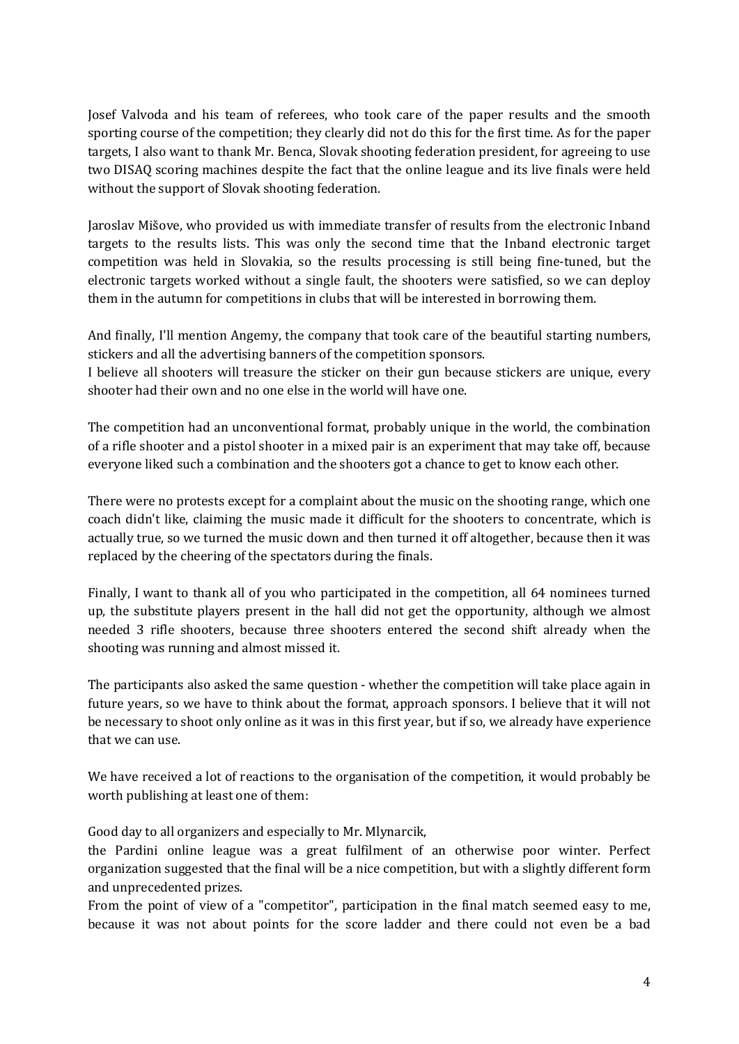Josef Valvoda and his team of referees, who took care of the paper results and the smooth sporting course of the competition; they clearly did not do this for the first time. As for the paper targets, I also want to thank Mr. Benca, Slovak shooting federation president, for agreeing to use two DISAQ scoring machines despite the fact that the online league and its live finals were held without the support of Slovak shooting federation.

Jaroslav Mišove, who provided us with immediate transfer of results from the electronic Inband targets to the results lists. This was only the second time that the Inband electronic target competition was held in Slovakia, so the results processing is still being fine-tuned, but the electronic targets worked without a single fault, the shooters were satisfied, so we can deploy them in the autumn for competitions in clubs that will be interested in borrowing them.

And finally, I'll mention Angemy, the company that took care of the beautiful starting numbers, stickers and all the advertising banners of the competition sponsors.
I believe all shooters will treasure the sticker on their gun because stickers are unique, every shooter had their own and no one else in the world will have one.

The competition had an unconventional format, probably unique in the world, the combination of a rifle shooter and a pistol shooter in a mixed pair is an experiment that may take off, because everyone liked such a combination and the shooters got a chance to get to know each other.

There were no protests except for a complaint about the music on the shooting range, which one coach didn't like, claiming the music made it difficult for the shooters to concentrate, which is actually true, so we turned the music down and then turned it off altogether, because then it was replaced by the cheering of the spectators during the finals.

Finally, I want to thank all of you who participated in the competition, all 64 nominees turned up, the substitute players present in the hall did not get the opportunity, although we almost needed 3 rifle shooters, because three shooters entered the second shift already when the shooting was running and almost missed it.

The participants also asked the same question - whether the competition will take place again in future years, so we have to think about the format, approach sponsors. I believe that it will not be necessary to shoot only online as it was in this first year, but if so, we already have experience that we can use.

We have received a lot of reactions to the organisation of the competition, it would probably be worth publishing at least one of them:

Good day to all organizers and especially to Mr. Mlynarcik,
the Pardini online league was a great fulfilment of an otherwise poor winter. Perfect organization suggested that the final will be a nice competition, but with a slightly different form and unprecedented prizes.
From the point of view of a "competitor", participation in the final match seemed easy to me, because it was not about points for the score ladder and there could not even be a bad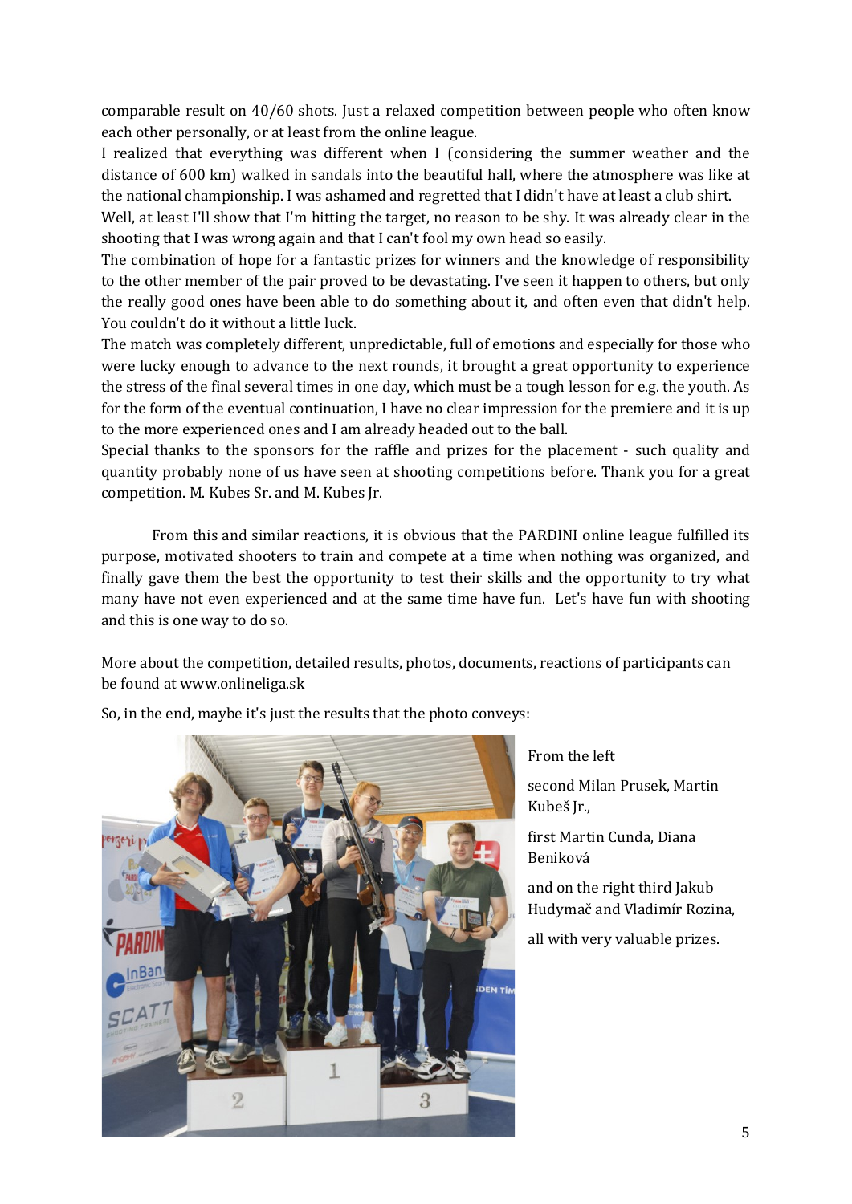comparable result on 40/60 shots. Just a relaxed competition between people who often know each other personally, or at least from the online league.

I realized that everything was different when I (considering the summer weather and the distance of 600 km) walked in sandals into the beautiful hall, where the atmosphere was like at the national championship. I was ashamed and regretted that I didn't have at least a club shirt.

Well, at least I'll show that I'm hitting the target, no reason to be shy. It was already clear in the shooting that I was wrong again and that I can't fool my own head so easily.

The combination of hope for a fantastic prizes for winners and the knowledge of responsibility to the other member of the pair proved to be devastating. I've seen it happen to others, but only the really good ones have been able to do something about it, and often even that didn't help. You couldn't do it without a little luck.

The match was completely different, unpredictable, full of emotions and especially for those who were lucky enough to advance to the next rounds, it brought a great opportunity to experience the stress of the final several times in one day, which must be a tough lesson for e.g. the youth. As for the form of the eventual continuation, I have no clear impression for the premiere and it is up to the more experienced ones and I am already headed out to the ball.

Special thanks to the sponsors for the raffle and prizes for the placement - such quality and quantity probably none of us have seen at shooting competitions before. Thank you for a great competition. M. Kubes Sr. and M. Kubes Jr.

From this and similar reactions, it is obvious that the PARDINI online league fulfilled its purpose, motivated shooters to train and compete at a time when nothing was organized, and finally gave them the best the opportunity to test their skills and the opportunity to try what many have not even experienced and at the same time have fun. Let's have fun with shooting and this is one way to do so.

More about the competition, detailed results, photos, documents, reactions of participants can be found at www.onlineliga.sk

So, in the end, maybe it's just the results that the photo conveys:

From the left

second Milan Prusek, Martin Kubeš Jr.,

first Martin Cunda, Diana Beniková

and on the right third Jakub Hudymač and Vladimír Rozina,

all with very valuable prizes.